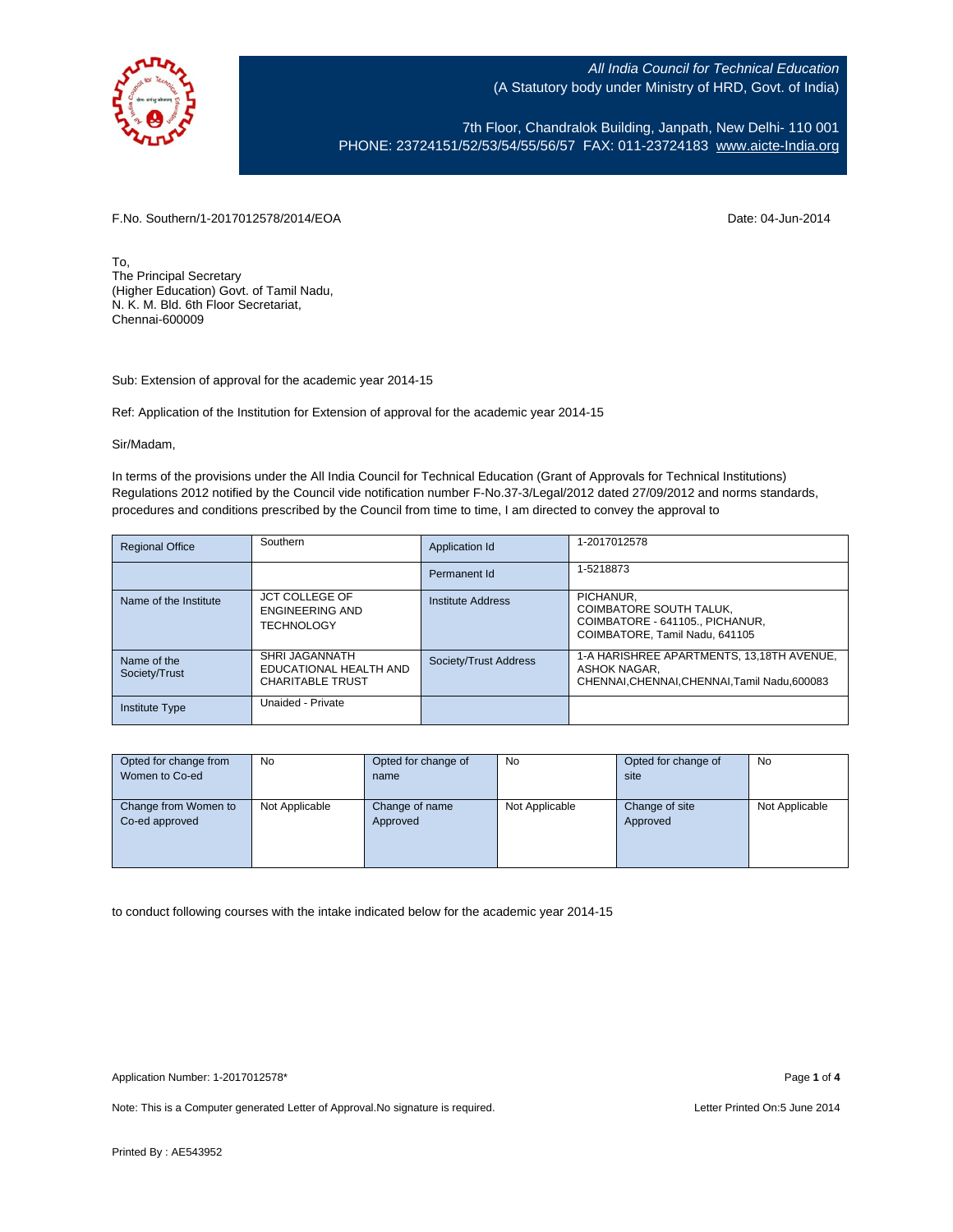*All India Council for Technical Education*
(A Statutory body under Ministry of HRD, Govt. of India)

7th Floor, Chandralok Building, Janpath, New Delhi- 110 001
PHONE: 23724151/52/53/54/55/56/57 FAX: 011-23724183 [www.aicte-India.org](http://www.aicte-India.org)

F.No. Southern/1-2017012578/2014/EOA

Date: 04-Jun-2014

To,
The Principal Secretary
(Higher Education) Govt. of Tamil Nadu,
N. K. M. Bld. 6th Floor Secretariat,
Chennai-600009

Sub: Extension of approval for the academic year 2014-15

Ref: Application of the Institution for Extension of approval for the academic year 2014-15

Sir/Madam,

In terms of the provisions under the All India Council for Technical Education (Grant of Approvals for Technical Institutions) Regulations 2012 notified by the Council vide notification number F-No.37-3/Legal/2012 dated 27/09/2012 and norms standards, procedures and conditions prescribed by the Council from time to time, I am directed to convey the approval to

| Regional Office | Southern | Application Id | 1-2017012578 |
|---|---|---|---|
| | | Permanent Id | 1-5218873 |
| Name of the Institute | JCT COLLEGE OF ENGINEERING AND TECHNOLOGY | Institute Address | PICHANUR, COIMBATORE SOUTH TALUK, COIMBATORE - 641105., PICHANUR, COIMBATORE, Tamil Nadu, 641105 |
| Name of the Society/Trust | SHRI JAGANNATH EDUCATIONAL HEALTH AND CHARITABLE TRUST | Society/Trust Address | 1-A HARISHREE APARTMENTS, 13,18TH AVENUE, ASHOK NAGAR, CHENNAI,CHENNAI,CHENNAI,Tamil Nadu,600083 |
| Institute Type | Unaided - Private | | |

| Opted for change from Women to Co-ed | No | Opted for change of name | No | Opted for change of site | No |
|---|---|---|---|---|---|
| Change from Women to Co-ed approved | Not Applicable | Change of name Approved | Not Applicable | Change of site Approved | Not Applicable |

to conduct following courses with the intake indicated below for the academic year 2014-15

Application Number: 1-2017012578*

Note: This is a Computer generated Letter of Approval.No signature is required.

Letter Printed On:5 June 2014

Printed By : AE543952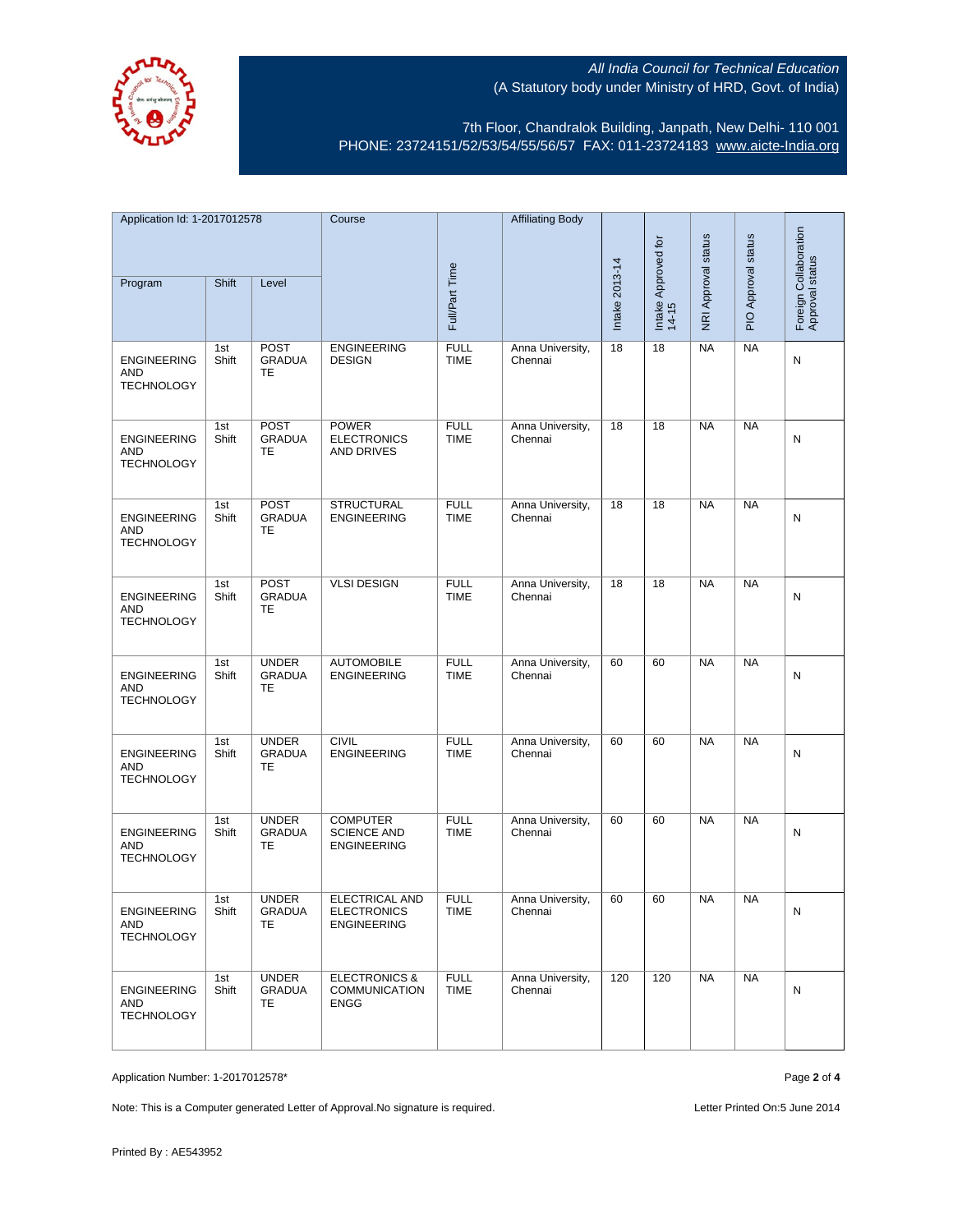All India Council for Technical Education
(A Statutory body under Ministry of HRD, Govt. of India)

7th Floor, Chandralok Building, Janpath, New Delhi- 110 001
PHONE: 23724151/52/53/54/55/56/57 FAX: 011-23724183 www.aicte-India.org

| Application Id: 1-2017012578 | | | Course | Full/Part Time | Affiliating Body | Intake 2013-14 | Intake Approved for 14-15 | NRI Approval status | PIO Approval status | Foreign Collaboration Approval status |
|---|---|---|---|---|---|---|---|---|---|---|
| Program | Shift | Level | | | | | | | | |
| ENGINEERING AND TECHNOLOGY | 1st Shift | POST GRADUATE | ENGINEERING DESIGN | FULL TIME | Anna University, Chennai | 18 | 18 | NA | NA | N |
| ENGINEERING AND TECHNOLOGY | 1st Shift | POST GRADUATE | POWER ELECTRONICS AND DRIVES | FULL TIME | Anna University, Chennai | 18 | 18 | NA | NA | N |
| ENGINEERING AND TECHNOLOGY | 1st Shift | POST GRADUATE | STRUCTURAL ENGINEERING | FULL TIME | Anna University, Chennai | 18 | 18 | NA | NA | N |
| ENGINEERING AND TECHNOLOGY | 1st Shift | POST GRADUATE | VLSI DESIGN | FULL TIME | Anna University, Chennai | 18 | 18 | NA | NA | N |
| ENGINEERING AND TECHNOLOGY | 1st Shift | UNDER GRADUATE | AUTOMOBILE ENGINEERING | FULL TIME | Anna University, Chennai | 60 | 60 | NA | NA | N |
| ENGINEERING AND TECHNOLOGY | 1st Shift | UNDER GRADUATE | CIVIL ENGINEERING | FULL TIME | Anna University, Chennai | 60 | 60 | NA | NA | N |
| ENGINEERING AND TECHNOLOGY | 1st Shift | UNDER GRADUATE | COMPUTER SCIENCE AND ENGINEERING | FULL TIME | Anna University, Chennai | 60 | 60 | NA | NA | N |
| ENGINEERING AND TECHNOLOGY | 1st Shift | UNDER GRADUATE | ELECTRICAL AND ELECTRONICS ENGINEERING | FULL TIME | Anna University, Chennai | 60 | 60 | NA | NA | N |
| ENGINEERING AND TECHNOLOGY | 1st Shift | UNDER GRADUATE | ELECTRONICS & COMMUNICATION ENGG | FULL TIME | Anna University, Chennai | 120 | 120 | NA | NA | N |

Application Number: 1-2017012578*

Note: This is a Computer generated Letter of Approval.No signature is required.

Letter Printed On:5 June 2014

Printed By : AE543952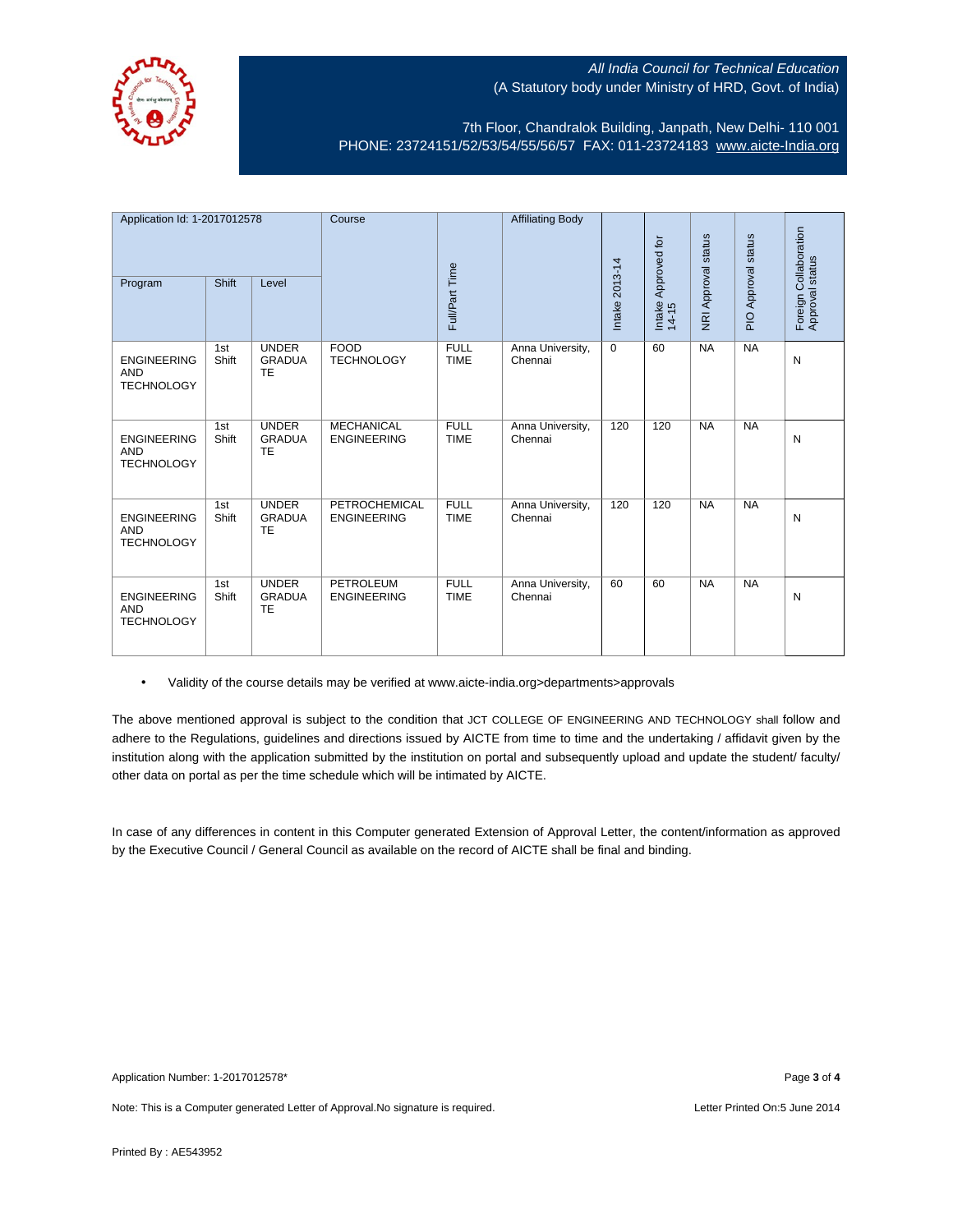All India Council for Technical Education
(A Statutory body under Ministry of HRD, Govt. of India)

7th Floor, Chandralok Building, Janpath, New Delhi- 110 001
PHONE: 23724151/52/53/54/55/56/57 FAX: 011-23724183 www.aicte-India.org

| Application Id: 1-2017012578 | | | Course | Full/Part Time | Affiliating Body | Intake 2013-14 | Intake Approved for 14-15 | NRI Approval status | PIO Approval status | Foreign Collaboration Approval status |
|---|---|---|---|---|---|---|---|---|---|---|
| Program | Shift | Level | | | | | | | | |
| ENGINEERING AND TECHNOLOGY | 1st Shift | UNDER GRADUATE | FOOD TECHNOLOGY | FULL TIME | Anna University, Chennai | 0 | 60 | NA | NA | N |
| ENGINEERING AND TECHNOLOGY | 1st Shift | UNDER GRADUATE | MECHANICAL ENGINEERING | FULL TIME | Anna University, Chennai | 120 | 120 | NA | NA | N |
| ENGINEERING AND TECHNOLOGY | 1st Shift | UNDER GRADUATE | PETROCHEMICAL ENGINEERING | FULL TIME | Anna University, Chennai | 120 | 120 | NA | NA | N |
| ENGINEERING AND TECHNOLOGY | 1st Shift | UNDER GRADUATE | PETROLEUM ENGINEERING | FULL TIME | Anna University, Chennai | 60 | 60 | NA | NA | N |

- Validity of the course details may be verified at www.aicte-india.org>departments>approvals

The above mentioned approval is subject to the condition that JCT COLLEGE OF ENGINEERING AND TECHNOLOGY shall follow and adhere to the Regulations, guidelines and directions issued by AICTE from time to time and the undertaking / affidavit given by the institution along with the application submitted by the institution on portal and subsequently upload and update the student/ faculty/ other data on portal as per the time schedule which will be intimated by AICTE.

In case of any differences in content in this Computer generated Extension of Approval Letter, the content/information as approved by the Executive Council / General Council as available on the record of AICTE shall be final and binding.

Application Number: 1-2017012578*

Note: This is a Computer generated Letter of Approval.No signature is required.

Letter Printed On:5 June 2014

Printed By : AE543952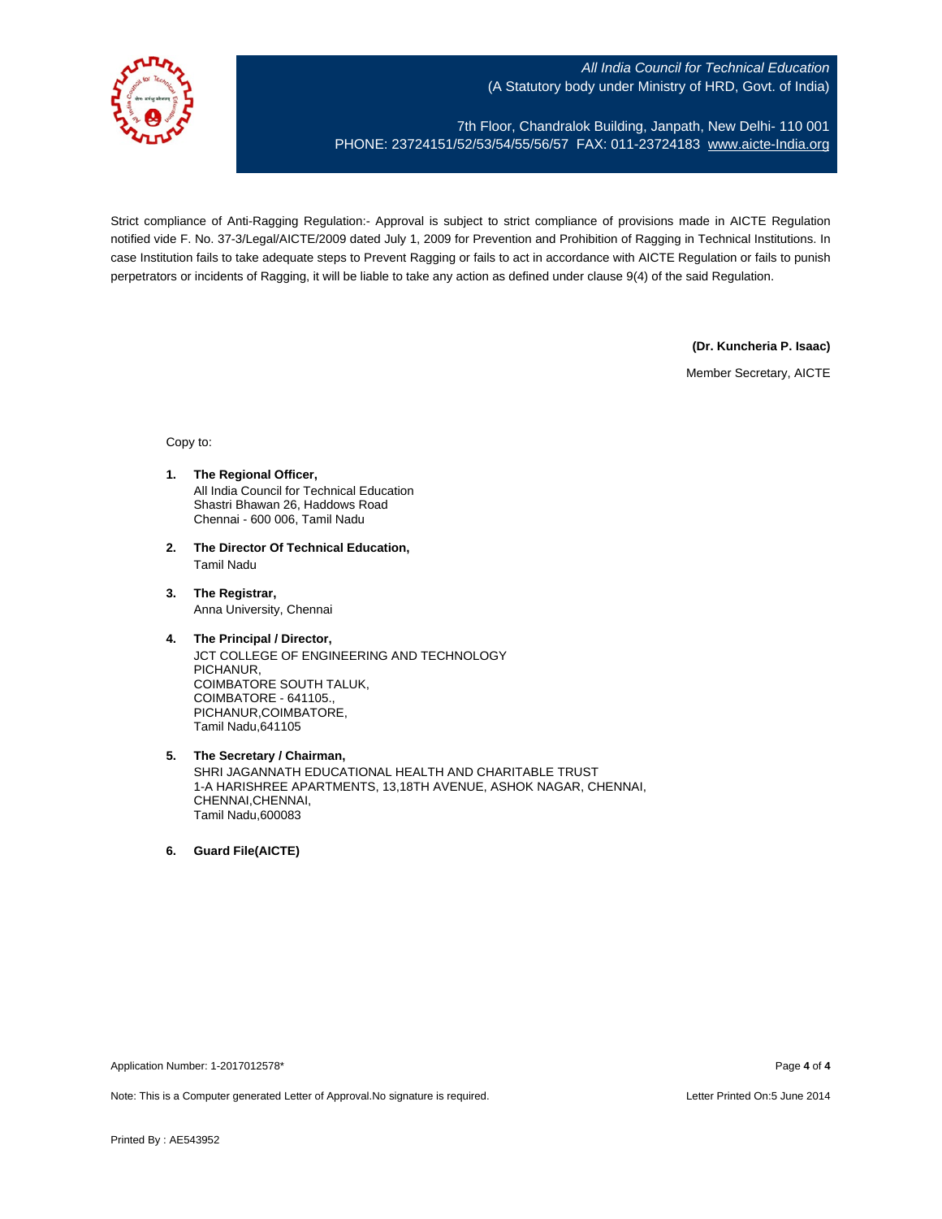*All India Council for Technical Education*
(A Statutory body under Ministry of HRD, Govt. of India)

7th Floor, Chandralok Building, Janpath, New Delhi- 110 001
PHONE: 23724151/52/53/54/55/56/57 FAX: 011-23724183 www.aicte-India.org

Strict compliance of Anti-Ragging Regulation:- Approval is subject to strict compliance of provisions made in AICTE Regulation notified vide F. No. 37-3/Legal/AICTE/2009 dated July 1, 2009 for Prevention and Prohibition of Ragging in Technical Institutions. In case Institution fails to take adequate steps to Prevent Ragging or fails to act in accordance with AICTE Regulation or fails to punish perpetrators or incidents of Ragging, it will be liable to take any action as defined under clause 9(4) of the said Regulation.

**(Dr. Kuncheria P. Isaac)**
Member Secretary, AICTE

Copy to:

1. **The Regional Officer,**
   All India Council for Technical Education
   Shastri Bhawan 26, Haddows Road
   Chennai - 600 006, Tamil Nadu

2. **The Director Of Technical Education,**
   Tamil Nadu

3. **The Registrar,**
   Anna University, Chennai

4. **The Principal / Director,**
   JCT COLLEGE OF ENGINEERING AND TECHNOLOGY
   PICHANUR,
   COIMBATORE SOUTH TALUK,
   COIMBATORE - 641105.,
   PICHANUR,COIMBATORE,
   Tamil Nadu,641105

5. **The Secretary / Chairman,**
   SHRI JAGANNATH EDUCATIONAL HEALTH AND CHARITABLE TRUST
   1-A HARISHREE APARTMENTS, 13,18TH AVENUE, ASHOK NAGAR, CHENNAI,
   CHENNAI,CHENNAI,
   Tamil Nadu,600083

6. **Guard File(AICTE)**

Application Number: 1-2017012578*

Note: This is a Computer generated Letter of Approval.No signature is required.

Letter Printed On:5 June 2014

Printed By : AE543952